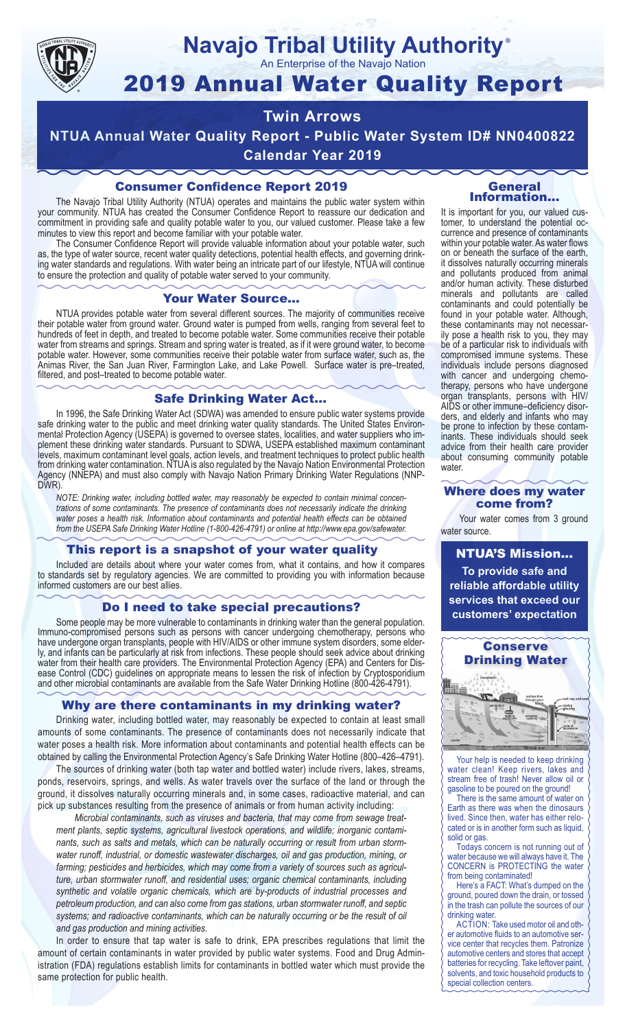# Navajo Tribal Utility Authority®

An Enterprise of the Navajo Nation

# 2019 Annual Water Quality Report

## Twin Arrows

## NTUA Annual Water Quality Report - Public Water System ID# NN0400822

## Calendar Year 2019

### Consumer Confidence Report 2019

The Navajo Tribal Utility Authority (NTUA) operates and maintains the public water system within your community. NTUA has created the Consumer Confidence Report to reassure our dedication and commitment in providing safe and quality potable water to you, our valued customer. Please take a few minutes to view this report and become familiar with your potable water.

The Consumer Confidence Report will provide valuable information about your potable water, such as, the type of water source, recent water quality detections, potential health effects, and governing drinking water standards and regulations. With water being an intricate part of our lifestyle, NTUA will continue to ensure the protection and quality of potable water served to your community.

### Your Water Source…

NTUA provides potable water from several different sources. The majority of communities receive their potable water from ground water. Ground water is pumped from wells, ranging from several feet to hundreds of feet in depth, and treated to become potable water. Some communities receive their potable water from streams and springs. Stream and spring water is treated, as if it were ground water, to become potable water. However, some communities receive their potable water from surface water, such as, the Animas River, the San Juan River, Farmington Lake, and Lake Powell. Surface water is pre–treated, filtered, and post–treated to become potable water.

### Safe Drinking Water Act…

In 1996, the Safe Drinking Water Act (SDWA) was amended to ensure public water systems provide safe drinking water to the public and meet drinking water quality standards. The United States Environmental Protection Agency (USEPA) is governed to oversee states, localities, and water suppliers who implement these drinking water standards. Pursuant to SDWA, USEPA established maximum contaminant levels, maximum contaminant level goals, action levels, and treatment techniques to protect public health from drinking water contamination. NTUA is also regulated by the Navajo Nation Environmental Protection Agency (NNEPA) and must also comply with Navajo Nation Primary Drinking Water Regulations (NNPDWR).

*NOTE: Drinking water, including bottled water, may reasonably be expected to contain minimal concentrations of some contaminants. The presence of contaminants does not necessarily indicate the drinking water poses a health risk. Information about contaminants and potential health effects can be obtained from the USEPA Safe Drinking Water Hotline (1-800-426-4791) or online at http://www.epa.gov/safewater.*

### This report is a snapshot of your water quality

Included are details about where your water comes from, what it contains, and how it compares to standards set by regulatory agencies. We are committed to providing you with information because informed customers are our best allies.

### Do I need to take special precautions?

Some people may be more vulnerable to contaminants in drinking water than the general population. Immuno-compromised persons such as persons with cancer undergoing chemotherapy, persons who have undergone organ transplants, people with HIV/AIDS or other immune system disorders, some elderly, and infants can be particularly at risk from infections. These people should seek advice about drinking water from their health care providers. The Environmental Protection Agency (EPA) and Centers for Disease Control (CDC) guidelines on appropriate means to lessen the risk of infection by Cryptosporidium and other microbial contaminants are available from the Safe Water Drinking Hotline (800-426-4791).

### Why are there contaminants in my drinking water?

Drinking water, including bottled water, may reasonably be expected to contain at least small amounts of some contaminants. The presence of contaminants does not necessarily indicate that water poses a health risk. More information about contaminants and potential health effects can be obtained by calling the Environmental Protection Agency's Safe Drinking Water Hotline (800–426–4791).

The sources of drinking water (both tap water and bottled water) include rivers, lakes, streams, ponds, reservoirs, springs, and wells. As water travels over the surface of the land or through the ground, it dissolves naturally occurring minerals and, in some cases, radioactive material, and can pick up substances resulting from the presence of animals or from human activity including:

*Microbial contaminants, such as viruses and bacteria, that may come from sewage treatment plants, septic systems, agricultural livestock operations, and wildlife; inorganic contaminants, such as salts and metals, which can be naturally occurring or result from urban stormwater runoff, industrial, or domestic wastewater discharges, oil and gas production, mining, or farming; pesticides and herbicides, which may come from a variety of sources such as agriculture, urban stormwater runoff, and residential uses; organic chemical contaminants, including synthetic and volatile organic chemicals, which are by-products of industrial processes and petroleum production, and can also come from gas stations, urban stormwater runoff, and septic systems; and radioactive contaminants, which can be naturally occurring or be the result of oil and gas production and mining activities.*

In order to ensure that tap water is safe to drink, EPA prescribes regulations that limit the amount of certain contaminants in water provided by public water systems. Food and Drug Administration (FDA) regulations establish limits for contaminants in bottled water which must provide the same protection for public health.

### General Information…

It is important for you, our valued customer, to understand the potential occurrence and presence of contaminants within your potable water. As water flows on or beneath the surface of the earth, it dissolves naturally occurring minerals and pollutants produced from animal and/or human activity. These disturbed minerals and pollutants are called contaminants and could potentially be found in your potable water. Although, these contaminants may not necessarily pose a health risk to you, they may be of a particular risk to individuals with compromised immune systems. These individuals include persons diagnosed with cancer and undergoing chemotherapy, persons who have undergone organ transplants, persons with HIV/AIDS or other immune–deficiency disorders, and elderly and infants who may be prone to infection by these contaminants. These individuals should seek advice from their health care provider about consuming community potable water.

### Where does my water come from?

Your water comes from 3 ground water source.

### NTUA'S Mission…

**To provide safe and reliable affordable utility services that exceed our customers' expectation**

### Conserve Drinking Water

Your help is needed to keep drinking water clean! Keep rivers, lakes and stream free of trash! Never allow oil or gasoline to be poured on the ground!

There is the same amount of water on Earth as there was when the dinosaurs lived. Since then, water has either relocated or is in another form such as liquid, solid or gas.

Todays concern is not running out of water because we will always have it. The CONCERN is PROTECTING the water from being contaminated!

Here's a FACT: What's dumped on the ground, poured down the drain, or tossed in the trash can pollute the sources of our drinking water.

ACTION: Take used motor oil and other automotive fluids to an automotive service center that recycles them. Patronize automotive centers and stores that accept batteries for recycling. Take leftover paint, solvents, and toxic household products to special collection centers.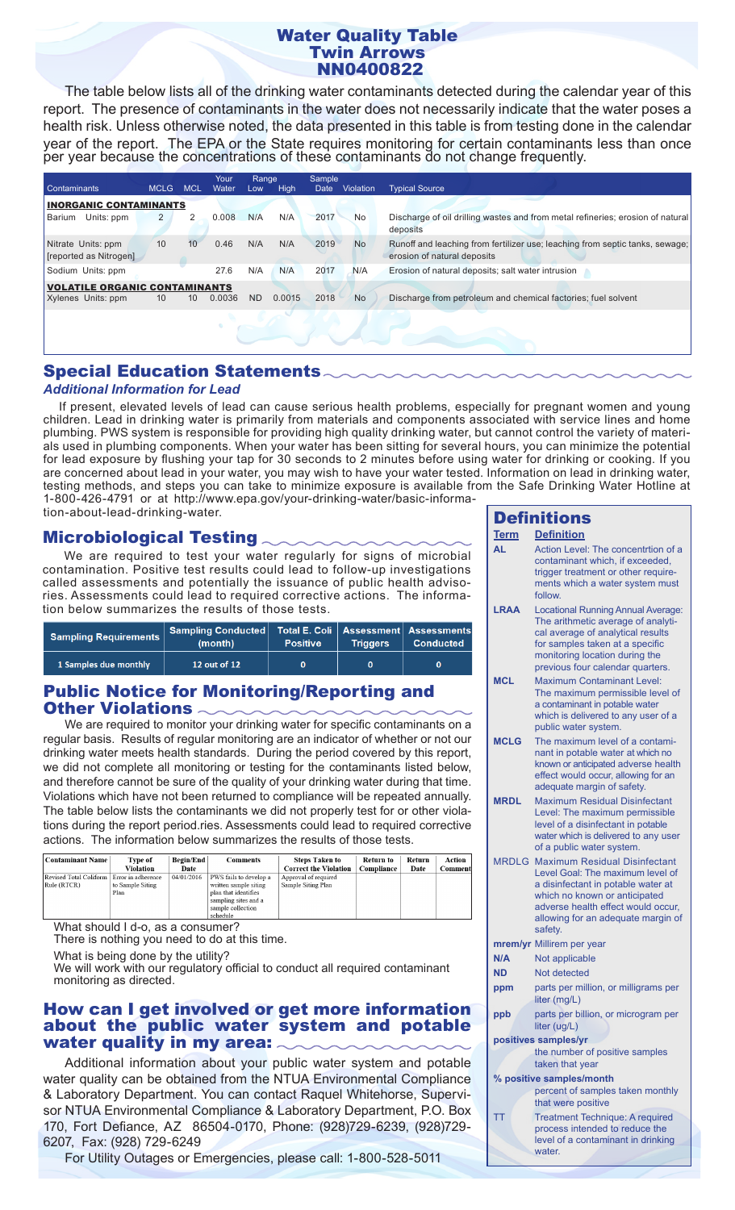# Water Quality Table
# Twin Arrows
# NN0400822

The table below lists all of the drinking water contaminants detected during the calendar year of this report. The presence of contaminants in the water does not necessarily indicate that the water poses a health risk. Unless otherwise noted, the data presented in this table is from testing done in the calendar year of the report. The EPA or the State requires monitoring for certain contaminants less than once per year because the concentrations of these contaminants do not change frequently.

| Contaminants | MCLG | MCL | Your Water | Range Low | Range High | Sample Date | Violation | Typical Source |
|---|---|---|---|---|---|---|---|---|
| **INORGANIC CONTAMINANTS** | | | | | | | | |
| Barium Units: ppm | 2 | 2 | 0.008 | N/A | N/A | 2017 | No | Discharge of oil drilling wastes and from metal refineries; erosion of natural deposits |
| Nitrate Units: ppm [reported as Nitrogen] | 10 | 10 | 0.46 | N/A | N/A | 2019 | No | Runoff and leaching from fertilizer use; leaching from septic tanks, sewage; erosion of natural deposits |
| Sodium Units: ppm | | | 27.6 | N/A | N/A | 2017 | N/A | Erosion of natural deposits; salt water intrusion |
| **VOLATILE ORGANIC CONTAMINANTS** | | | | | | | | |
| Xylenes Units: ppm | 10 | 10 | 0.0036 | ND | 0.0015 | 2018 | No | Discharge from petroleum and chemical factories; fuel solvent |

## Special Education Statements

### *Additional Information for Lead*

If present, elevated levels of lead can cause serious health problems, especially for pregnant women and young children. Lead in drinking water is primarily from materials and components associated with service lines and home plumbing. PWS system is responsible for providing high quality drinking water, but cannot control the variety of materials used in plumbing components. When your water has been sitting for several hours, you can minimize the potential for lead exposure by flushing your tap for 30 seconds to 2 minutes before using water for drinking or cooking. If you are concerned about lead in your water, you may wish to have your water tested. Information on lead in drinking water, testing methods, and steps you can take to minimize exposure is available from the Safe Drinking Water Hotline at 1-800-426-4791 or at http://www.epa.gov/your-drinking-water/basic-information-about-lead-drinking-water.

## Microbiological Testing

We are required to test your water regularly for signs of microbial contamination. Positive test results could lead to follow-up investigations called assessments and potentially the issuance of public health advisories. Assessments could lead to required corrective actions. The information below summarizes the results of those tests.

| Sampling Requirements | Sampling Conducted (month) | Total E. Coli Positive | Assessment Triggers | Assessments Conducted |
|---|---|---|---|---|
| 1 Samples due monthly | 12 out of 12 | 0 | 0 | 0 |

## Public Notice for Monitoring/Reporting and Other Violations

We are required to monitor your drinking water for specific contaminants on a regular basis. Results of regular monitoring are an indicator of whether or not our drinking water meets health standards. During the period covered by this report, we did not complete all monitoring or testing for the contaminants listed below, and therefore cannot be sure of the quality of your drinking water during that time. Violations which have not been returned to compliance will be repeated annually. The table below lists the contaminants we did not properly test for or other violations during the report period.ries. Assessments could lead to required corrective actions. The information below summarizes the results of those tests.

| Contaminant Name | Type of Violation | Begin/End Date | Comments | Steps Taken to Correct the Violation | Return to Compliance | Return Date | Action Comment |
|---|---|---|---|---|---|---|---|
| Revised Total Coliform Rule (RTCR) | Error in adherence to Sample Siting Plan | 04/01/2016 | PWS fails to develop a written sample siting plan that identifies sampling sites and a sample collection schedule | Approval of required Sample Siting Plan | | | |

What should I d-o, as a consumer?

There is nothing you need to do at this time.

What is being done by the utility?

We will work with our regulatory official to conduct all required contaminant monitoring as directed.

## How can I get involved or get more information about the public water system and potable water quality in my area:

Additional information about your public water system and potable water quality can be obtained from the NTUA Environmental Compliance & Laboratory Department. You can contact Raquel Whitehorse, Supervisor NTUA Environmental Compliance & Laboratory Department, P.O. Box 170, Fort Defiance, AZ 86504-0170, Phone: (928)729-6239, (928)729-6207, Fax: (928) 729-6249

For Utility Outages or Emergencies, please call: 1-800-528-5011

## Definitions

| Term | Definition |
|---|---|
| AL | Action Level: The concentrtion of a contaminant which, if exceeded, trigger treatment or other requirements which a water system must follow. |
| LRAA | Locational Running Annual Average: The arithmetic average of analytical average of analytical results for samples taken at a specific monitoring location during the previous four calendar quarters. |
| MCL | Maximum Contaminant Level: The maximum permissible level of a contaminant in potable water which is delivered to any user of a public water system. |
| MCLG | The maximum level of a contaminant in potable water at which no known or anticipated adverse health effect would occur, allowing for an adequate margin of safety. |
| MRDL | Maximum Residual Disinfectant Level: The maximum permissible level of a disinfectant in potable water which is delivered to any user of a public water system. |
| MRDLG | Maximum Residual Disinfectant Level Goal: The maximum level of a disinfectant in potable water at which no known or anticipated adverse health effect would occur, allowing for an adequate margin of safety. |
| mrem/yr | Millirem per year |
| N/A | Not applicable |
| ND | Not detected |
| ppm | parts per million, or milligrams per liter (mg/L) |
| ppb | parts per billion, or microgram per liter (ug/L) |
| positives samples/yr | the number of positive samples taken that year |
| % positive samples/month | percent of samples taken monthly that were positive |
| TT | Treatment Technique: A required process intended to reduce the level of a contaminant in drinking water. |